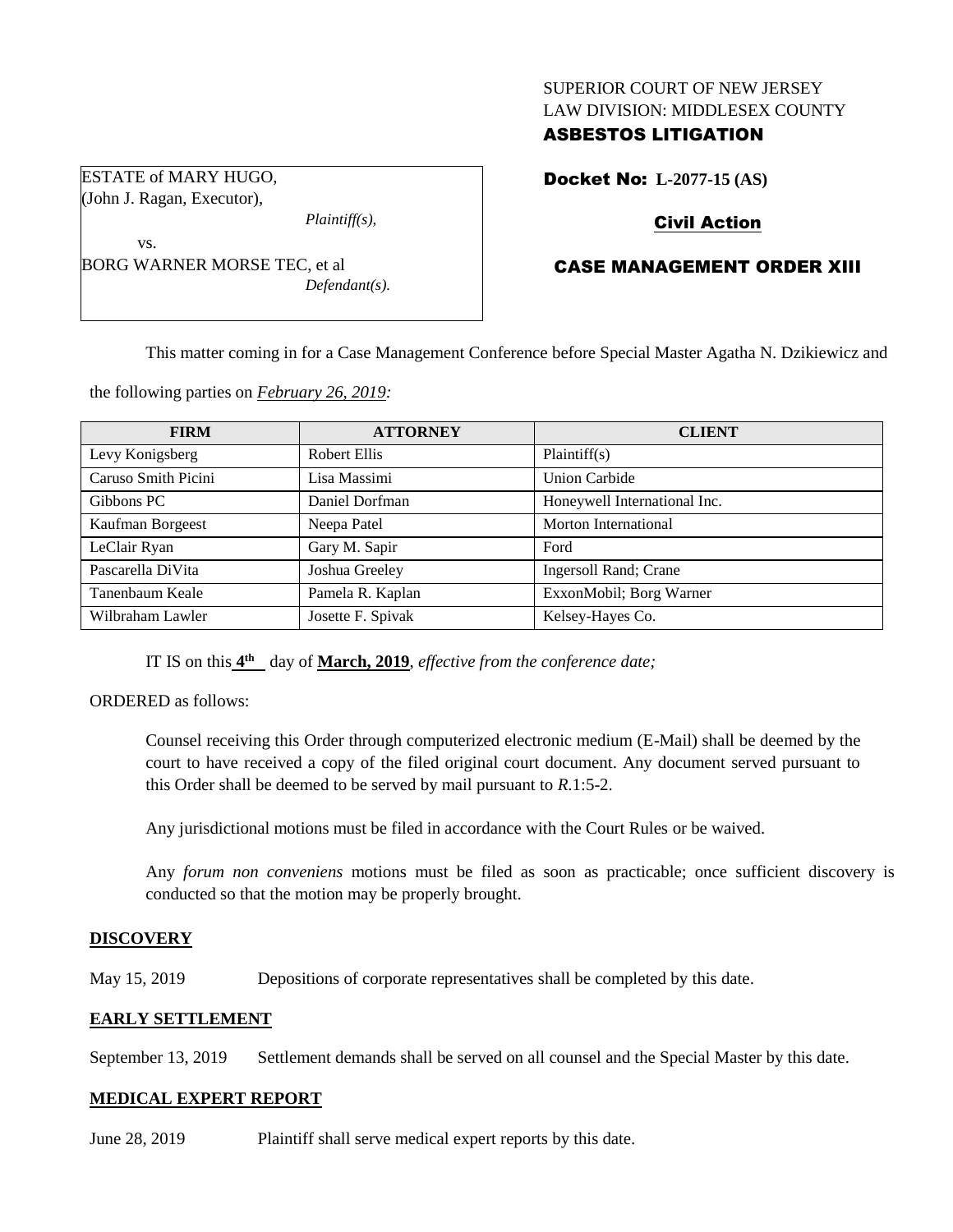SUPERIOR COURT OF NEW JERSEY
LAW DIVISION: MIDDLESEX COUNTY
**ASBESTOS LITIGATION**

ESTATE of MARY HUGO,
(John J. Ragan, Executor),
*Plaintiff(s),*

vs.

BORG WARNER MORSE TEC, et al
*Defendant(s).*

**Docket No: L-2077-15 (AS)**

**Civil Action**

**CASE MANAGEMENT ORDER XIII**

This matter coming in for a Case Management Conference before Special Master Agatha N. Dzikiewicz and the following parties on *February 26, 2019:*

| FIRM | ATTORNEY | CLIENT |
| --- | --- | --- |
| Levy Konigsberg | Robert Ellis | Plaintiff(s) |
| Caruso Smith Picini | Lisa Massimi | Union Carbide |
| Gibbons PC | Daniel Dorfman | Honeywell International Inc. |
| Kaufman Borgeest | Neepa Patel | Morton International |
| LeClair Ryan | Gary M. Sapir | Ford |
| Pascarella DiVita | Joshua Greeley | Ingersoll Rand; Crane |
| Tanenbaum Keale | Pamela R. Kaplan | ExxonMobil; Borg Warner |
| Wilbraham Lawler | Josette F. Spivak | Kelsey-Hayes Co. |

IT IS on this **4th** day of **March, 2019**, *effective from the conference date;*

ORDERED as follows:

Counsel receiving this Order through computerized electronic medium (E-Mail) shall be deemed by the court to have received a copy of the filed original court document. Any document served pursuant to this Order shall be deemed to be served by mail pursuant to *R.*1:5-2.

Any jurisdictional motions must be filed in accordance with the Court Rules or be waived.

Any *forum non conveniens* motions must be filed as soon as practicable; once sufficient discovery is conducted so that the motion may be properly brought.

## DISCOVERY

May 15, 2019 Depositions of corporate representatives shall be completed by this date.

## EARLY SETTLEMENT

September 13, 2019 Settlement demands shall be served on all counsel and the Special Master by this date.

## MEDICAL EXPERT REPORT

June 28, 2019 Plaintiff shall serve medical expert reports by this date.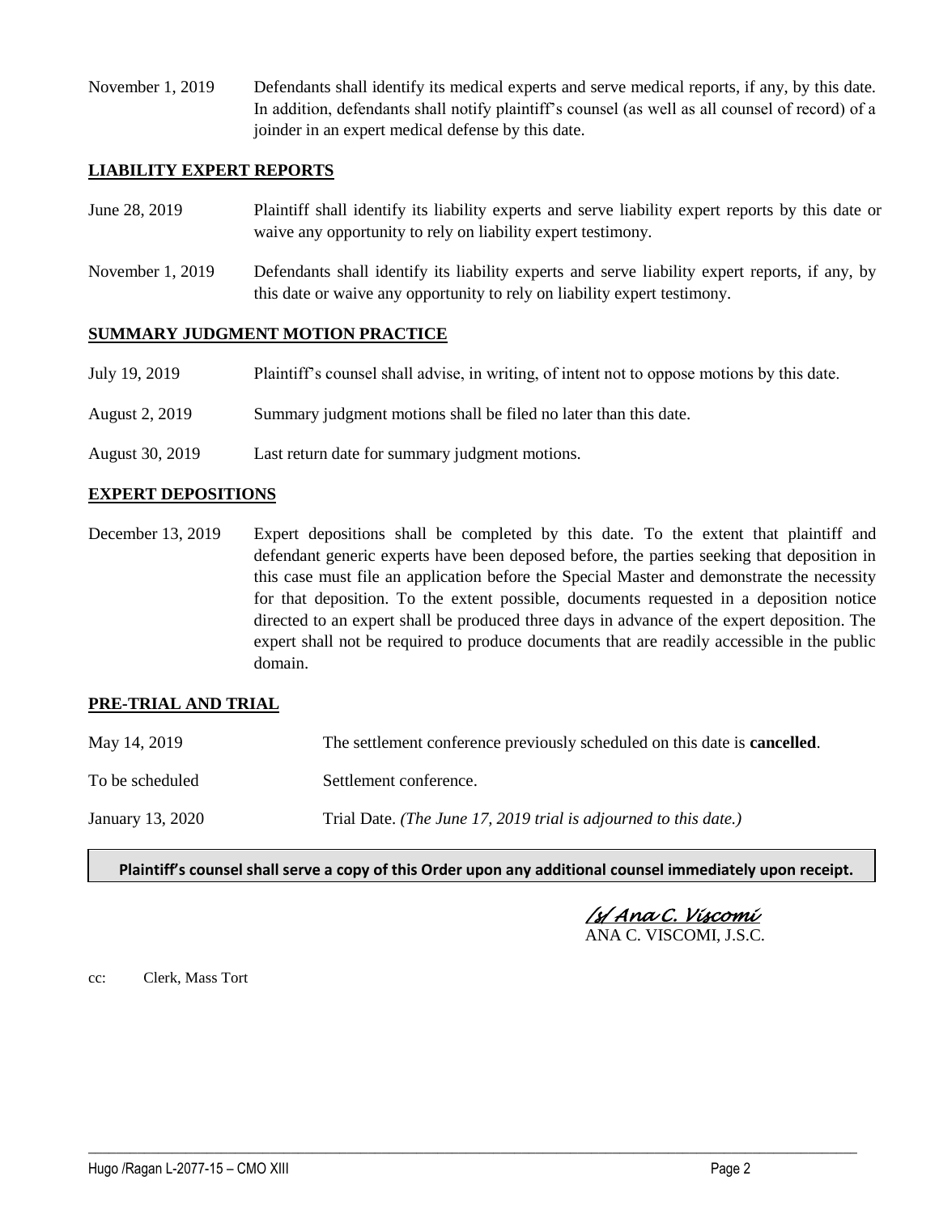| | |
|---|---|
| November 1, 2019 | Defendants shall identify its medical experts and serve medical reports, if any, by this date. In addition, defendants shall notify plaintiff's counsel (as well as all counsel of record) of a joinder in an expert medical defense by this date. |

## LIABILITY EXPERT REPORTS

| | |
|---|---|
| June 28, 2019 | Plaintiff shall identify its liability experts and serve liability expert reports by this date or waive any opportunity to rely on liability expert testimony. |
| November 1, 2019 | Defendants shall identify its liability experts and serve liability expert reports, if any, by this date or waive any opportunity to rely on liability expert testimony. |

## SUMMARY JUDGMENT MOTION PRACTICE

| | |
|---|---|
| July 19, 2019 | Plaintiff's counsel shall advise, in writing, of intent not to oppose motions by this date. |
| August 2, 2019 | Summary judgment motions shall be filed no later than this date. |
| August 30, 2019 | Last return date for summary judgment motions. |

## EXPERT DEPOSITIONS

| | |
|---|---|
| December 13, 2019 | Expert depositions shall be completed by this date. To the extent that plaintiff and defendant generic experts have been deposed before, the parties seeking that deposition in this case must file an application before the Special Master and demonstrate the necessity for that deposition. To the extent possible, documents requested in a deposition notice directed to an expert shall be produced three days in advance of the expert deposition. The expert shall not be required to produce documents that are readily accessible in the public domain. |

## PRE-TRIAL AND TRIAL

| | |
|---|---|
| May 14, 2019 | The settlement conference previously scheduled on this date is **cancelled**. |
| To be scheduled | Settlement conference. |
| January 13, 2020 | Trial Date. *(The June 17, 2019 trial is adjourned to this date.)* |

**Plaintiff's counsel shall serve a copy of this Order upon any additional counsel immediately upon receipt.**

*/s/ Ana C. Viscomi*
ANA C. VISCOMI, J.S.C.

cc: Clerk, Mass Tort

Hugo /Ragan L-2077-15 – CMO XIII